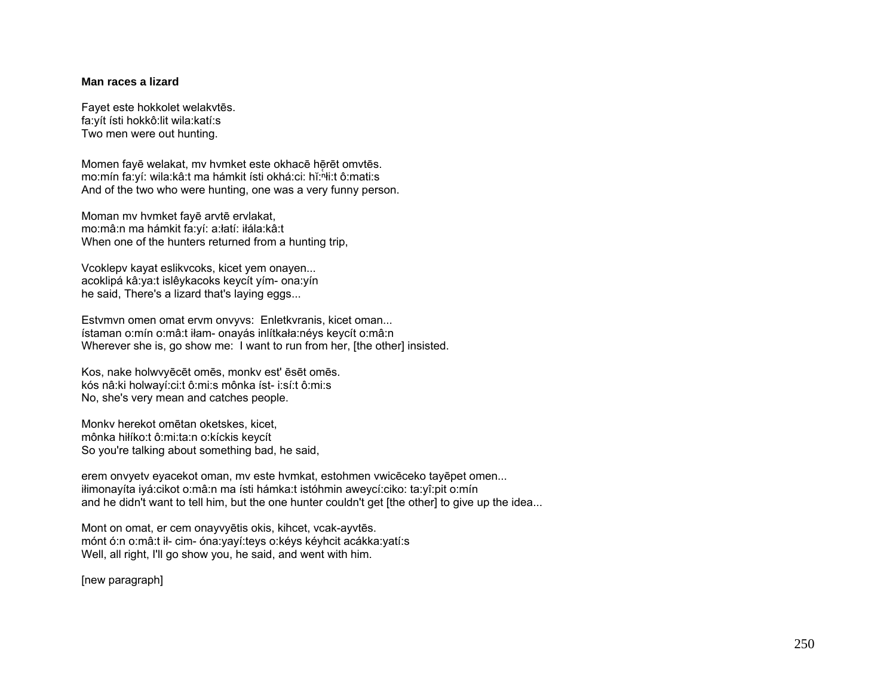**Man races a lizard**

Fayet este hokkolet welakvtēs.
fa:yít ísti hokkô:lit wila:katí:s
Two men were out hunting.

Momen fayē welakat, mv hvmket este okhacē hẹ̄rēt omvtēs.
mo:mín fa:yí: wila:kâ:t ma hámkit ísti okhá:ci: hĭ:ⁿłi:t ô:mati:s
And of the two who were hunting, one was a very funny person.

Moman mv hvmket fayē arvtē ervlakat,
mo:mâ:n ma hámkit fa:yí: a:łatí: iłála:kâ:t
When one of the hunters returned from a hunting trip,

Vcoklepv kayat eslikvcoks, kicet yem onayen...
acoklipá kâ:ya:t islêykacoks keycít yím- ona:yín
he said, There's a lizard that's laying eggs...

Estvmvn omen omat ervm onvyvs: Enletkvranis, kicet oman...
ístaman o:mín o:mâ:t iłam- onayás inlítkała:néys keycít o:mâ:n
Wherever she is, go show me: I want to run from her, [the other] insisted.

Kos, nake holwvyēcēt omēs, monkv est' ēsēt omēs.
kós nâ:ki holwayí:ci:t ô:mi:s mônka íst- i:sí:t ô:mi:s
No, she's very mean and catches people.

Monkv herekot omētan oketskes, kicet,
mônka hiłíko:t ô:mi:ta:n o:kíckis keycít
So you're talking about something bad, he said,

erem onvyetv eyacekot oman, mv este hvmkat, estohmen vwicēceko tayēpet omen...
iłimonayíta iyá:cikot o:mâ:n ma ísti hámka:t istóhmin aweycí:ciko: ta:yî:pit o:mín
and he didn't want to tell him, but the one hunter couldn't get [the other] to give up the idea...

Mont on omat, er cem onayvyētis okis, kihcet, vcak-ayvtēs.
mónt ó:n o:mâ:t ił- cim- óna:yayí:teys o:kéys kéyhcit acákka:yatí:s
Well, all right, I'll go show you, he said, and went with him.

[new paragraph]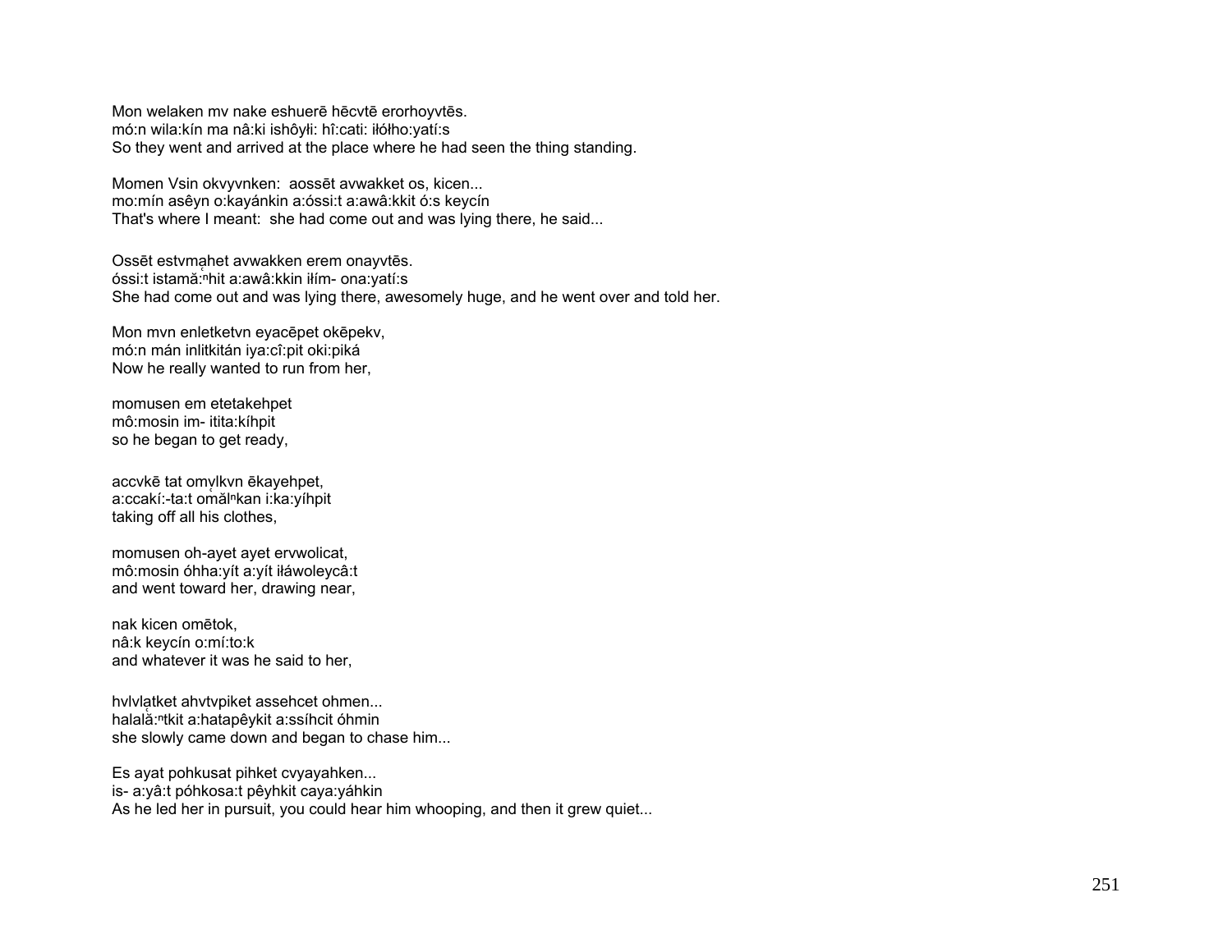Mon welaken mv nake eshuerē hēcvtē erorhoyvtēs.
mó:n wila:kín ma nâ:ki ishôyłi: hî:cati: iłółho:yatí:s
So they went and arrived at the place where he had seen the thing standing.

Momen Vsin okvyvnken:  aossēt avwakket os, kicen...
mo:mín asêyn o:kayánkin a:óssi:t a:awâ:kkit ó:s keycín
That's where I meant:  she had come out and was lying there, he said...

Ossēt estvma̯het avwakken erem onayvtēs.
óssi:t istamă:ⁿhit a:awâ:kkin iłím- ona:yatí:s
She had come out and was lying there, awesomely huge, and he went over and told her.

Mon mvn enletketvn eyacēpet okēpekv,
mó:n mán inlitkitán iya:cî:pit oki:piká
Now he really wanted to run from her,

momusen em etetakehpet
mô:mosin im- itita:kíhpit
so he began to get ready,

accvkē tat omv̯lkvn ēkayehpet,
a:ccakí:-ta:t omălⁿkan i:ka:yíhpit
taking off all his clothes,

momusen oh-ayet ayet ervwolicat,
mô:mosin óhha:yít a:yít iłáwoleycâ:t
and went toward her, drawing near,

nak kicen omētok,
nâ:k keycín o:mí:to:k
and whatever it was he said to her,

hvlvla̯tket ahvtvpiket assehcet ohmen...
halală:ⁿtkit a:hatapêykit a:ssíhcit óhmin
she slowly came down and began to chase him...

Es ayat pohkusat pihket cvyayahken...
is- a:yâ:t póhkosa:t pêyhkit caya:yáhkin
As he led her in pursuit, you could hear him whooping, and then it grew quiet...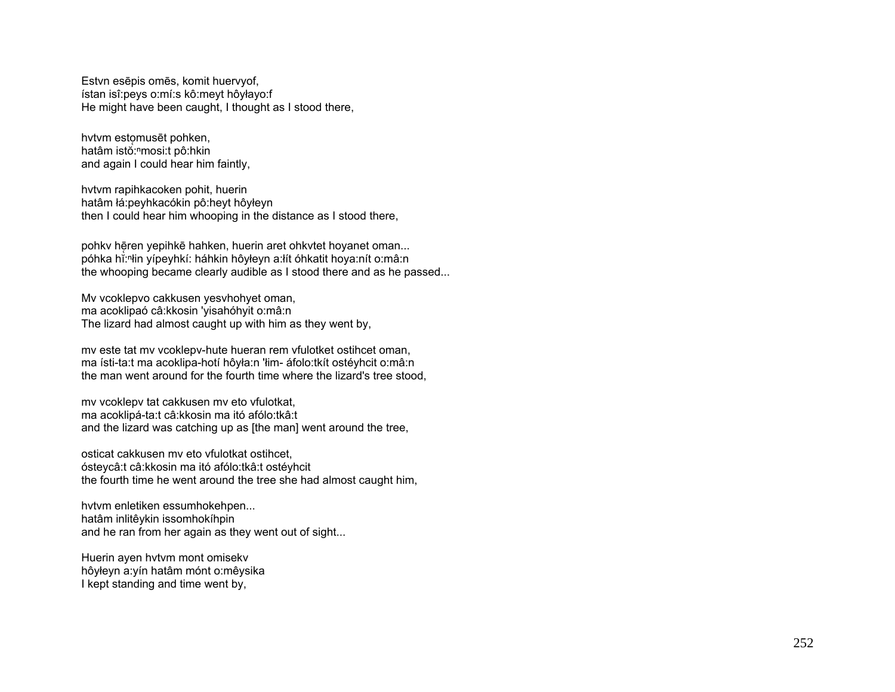Estvn esēpis omēs, komit huervyof,
ístan isî:peys o:mí:s kô:meyt hôyłayo:f
He might have been caught, I thought as I stood there,

hvtvm estọmusēt pohken,
hatâm istŏ̜:$^{n}$mosi:t pô:hkin
and again I could hear him faintly,

hvtvm rapihkacoken pohit, huerin
hatâm łá:peyhkacókin pô:heyt hôyłeyn
then I could hear him whooping in the distance as I stood there,

pohkv hēren yepihkē hahken, huerin aret ohkvtet hoyanet oman...
póhka hĭ̜:$^{n}$łin yípeyhkí: háhkin hôyłeyn a:łít óhkatit hoya:nít o:mâ:n
the whooping became clearly audible as I stood there and as he passed...

Mv vcoklepvo cakkusen yesvhohyet oman,
ma acoklipaó câ:kkosin 'yisahóhyit o:mâ:n
The lizard had almost caught up with him as they went by,

mv este tat mv vcoklepv-hute hueran rem vfulotket ostihcet oman,
ma ísti-ta:t ma acoklipa-hotí hôyła:n 'łim- áfolo:tkít ostéyhcit o:mâ:n
the man went around for the fourth time where the lizard's tree stood,

mv vcoklepv tat cakkusen mv eto vfulotkat,
ma acoklipá-ta:t câ:kkosin ma itó afólo:tkâ:t
and the lizard was catching up as [the man] went around the tree,

osticat cakkusen mv eto vfulotkat ostihcet,
ósteycâ:t câ:kkosin ma itó afólo:tkâ:t ostéyhcit
the fourth time he went around the tree she had almost caught him,

hvtvm enletiken essumhokehpen...
hatâm inlitêykin issomhokíhpin
and he ran from her again as they went out of sight...

Huerin ayen hvtvm mont omisekv
hôyłeyn a:yín hatâm mónt o:mêysika
I kept standing and time went by,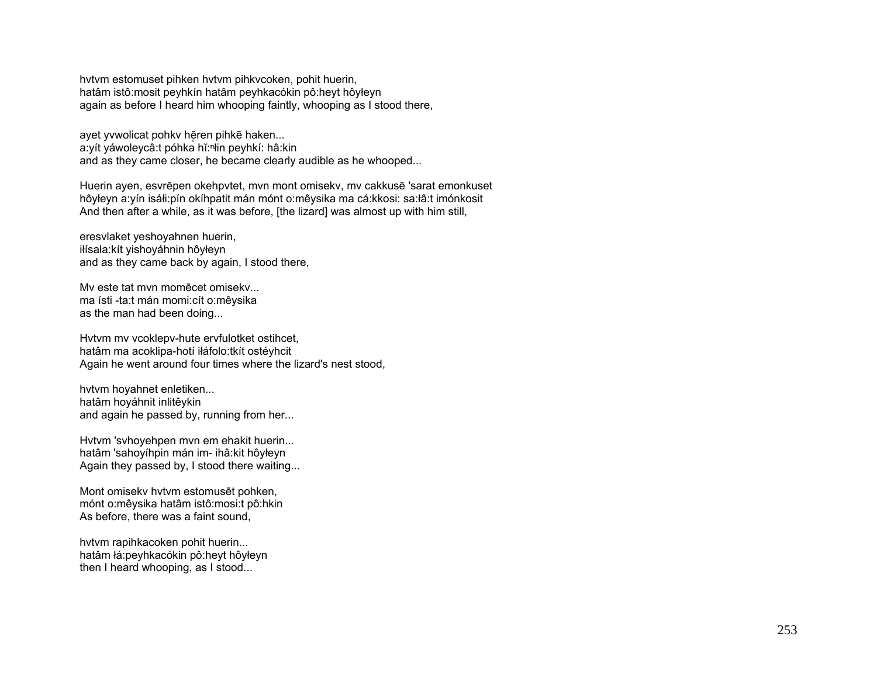hvtvm estomuset pihken hvtvm pihkvcoken, pohit huerin,
hatâm istô:mosit peyhkín hatâm peyhkacókin pô:heyt hôyłeyn
again as before I heard him whooping faintly, whooping as I stood there,

ayet yvwolicat pohkv hē̜ren pihkē haken...
a:yít yáwoleycâ:t póhka hĭ:ⁿłin peyhkí: hâ:kin
and as they came closer, he became clearly audible as he whooped...

Huerin ayen, esvrēpen okehpvtet, mvn mont omisekv, mv cakkusē 'sarat emonkuset
hôyłeyn a:yín isáłi:pín okíhpatit mán mónt o:mêysika ma cá:kkosi: sa:łâ:t imónkosit
And then after a while, as it was before, [the lizard] was almost up with him still,

eresvlaket yeshoyahnen huerin,
iłísala:kít yishoyáhnin hôyłeyn
and as they came back by again, I stood there,

Mv este tat mvn momēcet omisekv...
ma ísti -ta:t mán momi:cít o:mêysika
as the man had been doing...

Hvtvm mv vcoklepv-hute ervfulotket ostihcet,
hatâm ma acoklipa-hotí iłáfolo:tkít ostéyhcit
Again he went around four times where the lizard's nest stood,

hvtvm hoyahnet enletiken...
hatâm hoyáhnit inlitêykin
and again he passed by, running from her...

Hvtvm 'svhoyehpen mvn em ehakit huerin...
hatâm 'sahoyíhpin mán im- ihâ:kit hôyłeyn
Again they passed by, I stood there waiting...

Mont omisekv hvtvm estomusēt pohken,
mónt o:mêysika hatâm istô:mosi:t pô:hkin
As before, there was a faint sound,

hvtvm rapihkacoken pohit huerin...
hatâm łá:peyhkacókin pô:heyt hôyłeyn
then I heard whooping, as I stood...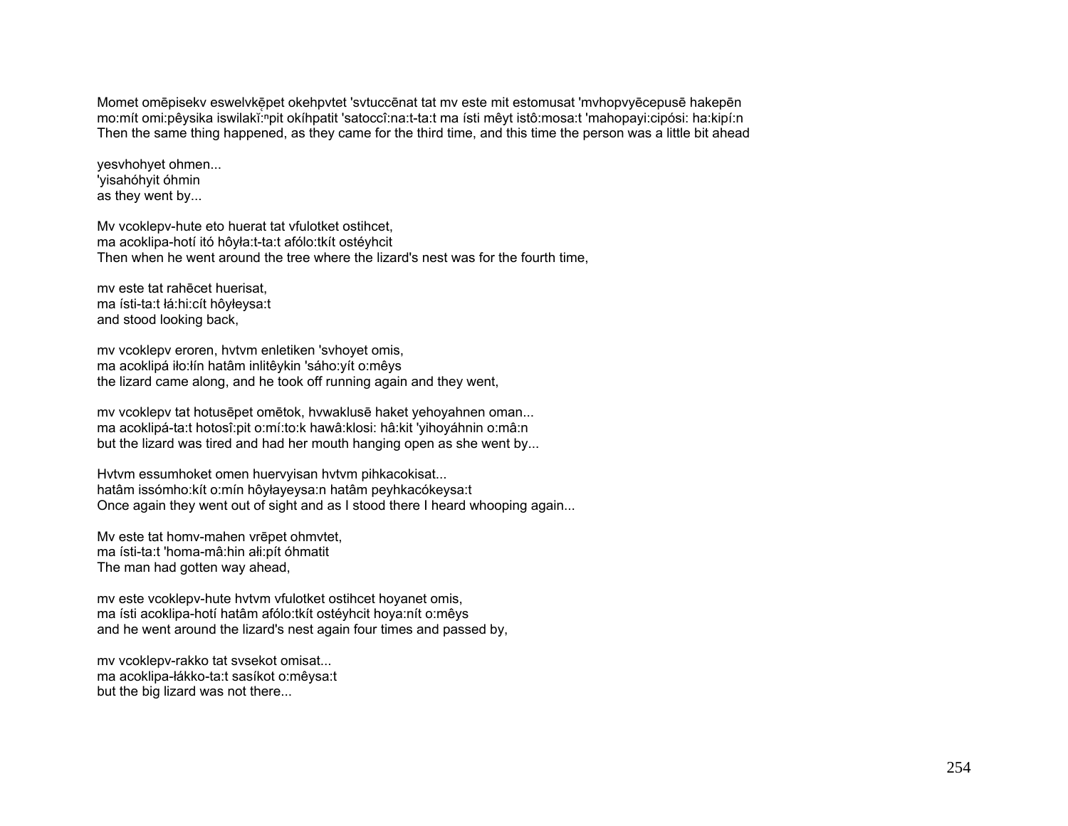Momet omēpisekv eswelvkę̄pet okehpvtet 'svtuccēnat tat mv este mit estomusat 'mvhopvyēcepusē hakepēn
mo:mít omi:pêysika iswilakį̃:$^{n}$pit okíhpatit 'satoccî:na:t-ta:t ma ísti mêyt istô:mosa:t 'mahopayi:cipósi: ha:kipí:n
Then the same thing happened, as they came for the third time, and this time the person was a little bit ahead

yesvhohyet ohmen...
'yisahóhyit óhmin
as they went by...

Mv vcoklepv-hute eto huerat tat vfulotket ostihcet,
ma acoklipa-hotí itó hôyła:t-ta:t afólo:tkít ostéyhcit
Then when he went around the tree where the lizard's nest was for the fourth time,

mv este tat rahēcet huerisat,
ma ísti-ta:t łá:hi:cít hôyłeysa:t
and stood looking back,

mv vcoklepv eroren, hvtvm enletiken 'svhoyet omis,
ma acoklipá iło:łín hatâm inlitêykin 'sáho:yít o:mêys
the lizard came along, and he took off running again and they went,

mv vcoklepv tat hotusēpet omētok, hvwaklusē haket yehoyahnen oman...
ma acoklipá-ta:t hotosî:pit o:mí:to:k hawâ:klosi: hâ:kit 'yihoyáhnin o:mâ:n
but the lizard was tired and had her mouth hanging open as she went by...

Hvtvm essumhoket omen huervyisan hvtvm pihkacokisat...
hatâm issómho:kít o:mín hôyłayeysa:n hatâm peyhkacókeysa:t
Once again they went out of sight and as I stood there I heard whooping again...

Mv este tat homv-mahen vrēpet ohmvtet,
ma ísti-ta:t 'homa-mâ:hin ałi:pít óhmatit
The man had gotten way ahead,

mv este vcoklepv-hute hvtvm vfulotket ostihcet hoyanet omis,
ma ísti acoklipa-hotí hatâm afólo:tkít ostéyhcit hoya:nít o:mêys
and he went around the lizard's nest again four times and passed by,

mv vcoklepv-rakko tat svsekot omisat...
ma acoklipa-łákko-ta:t sasíkot o:mêysa:t
but the big lizard was not there...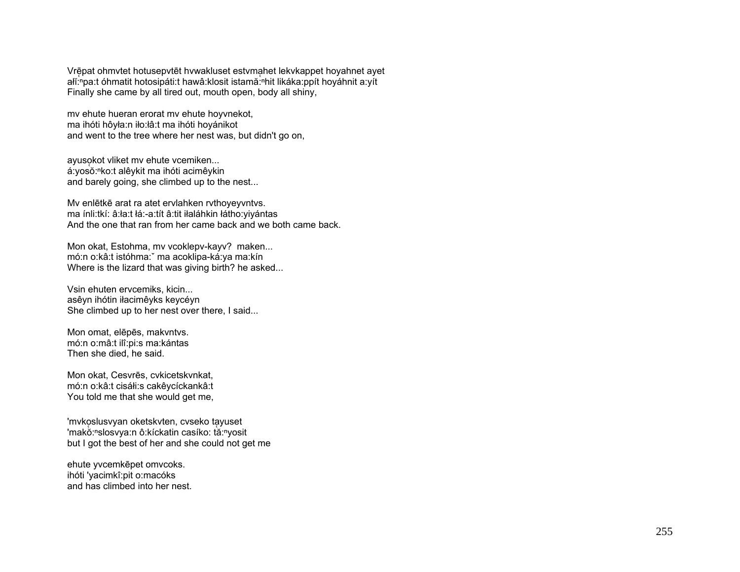Vrēpat ohmvtet hotusepvtēt hvwakluset estvmahet lekvkappet hoyahnet ayet
ałĭ:ⁿpa:t óhmatit hotosipáti:t hawâ:klosit istamă:ⁿhit likáka:ppít hoyáhnit a:yít
Finally she came by all tired out, mouth open, body all shiny,

mv ehute hueran erorat mv ehute hoyvnekot,
ma ihóti hôyła:n iło:łâ:t ma ihóti hoyánikot
and went to the tree where her nest was, but didn't go on,

ayusokot vliket mv ehute vcemiken...
á:yosŏ:ⁿko:t alêykit ma ihóti acimêykin
and barely going, she climbed up to the nest...

Mv enlētkē arat ra atet ervlahken rvthoyeyvntvs.
ma ínli:tkí: â:ła:t łá:-a:tít â:tit iłaláhkin łátho:yiyántas
And the one that ran from her came back and we both came back.

Mon okat, Estohma, mv vcoklepv-kayv? maken...
mó:n o:kâ:t istóhma:ˇ ma acoklipa-ká:ya ma:kín
Where is the lizard that was giving birth? he asked...

Vsin ehuten ervcemiks, kicin...
asêyn ihótin iłacimêyks keycéyn
She climbed up to her nest over there, I said...

Mon omat, elēpēs, makvntvs.
mó:n o:mâ:t ilî:pi:s ma:kántas
Then she died, he said.

Mon okat, Cesvrēs, cvkicetskvnkat,
mó:n o:kâ:t cisáłi:s cakêycíckankâ:t
You told me that she would get me,

'mvkoslusvyan oketskvten, cvseko tayuset
'makŏ:ⁿslosvya:n ô:kíckatin casíko: tă:ⁿyosit
but I got the best of her and she could not get me

ehute yvcemkēpet omvcoks.
ihóti 'yacimkî:pit o:macóks
and has climbed into her nest.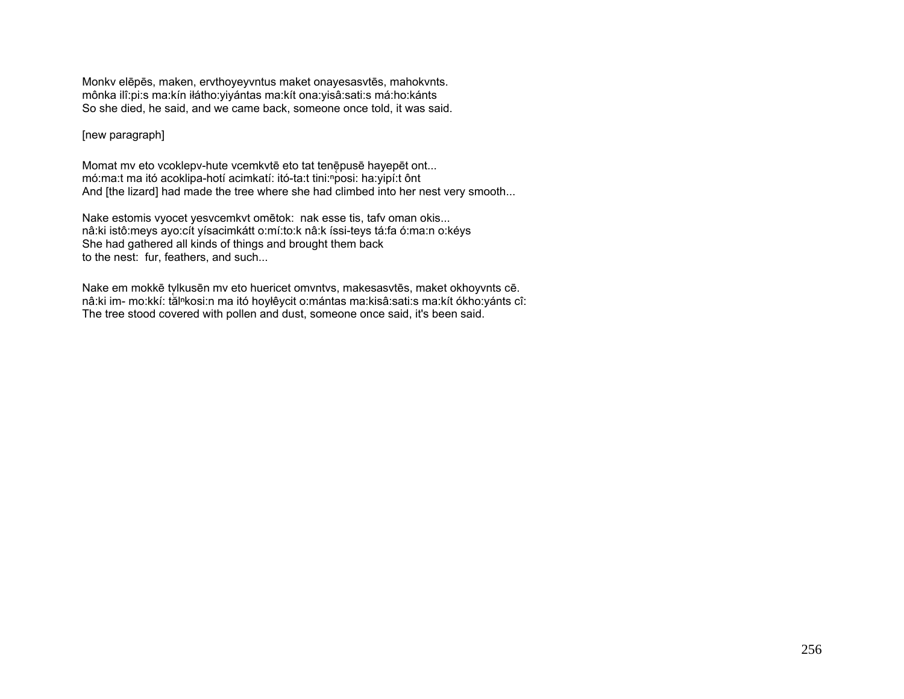Monkv elēpēs, maken, ervthoyeyvntus maket onayesasvtēs, mahokvnts.
mônka ilî:pi:s ma:kín iłátho:yiyántas ma:kít ona:yisâ:sati:s má:ho:kánts
So she died, he said, and we came back, someone once told, it was said.

[new paragraph]

Momat mv eto vcoklepv-hute vcemkvtē eto tat tenē̯pusē hayepēt ont...
mó:ma:t ma itó acoklipa-hotí acimkatí: itó-ta:t tini:$^{n}$posi: ha:yipí:t ônt
And [the lizard] had made the tree where she had climbed into her nest very smooth...

Nake estomis vyocet yesvcemkvt omētok:  nak esse tis, tafv oman okis...
nâ:ki istô:meys ayo:cít yísacimkátt o:mí:to:k nâ:k íssi-teys tá:fa ó:ma:n o:kéys
She had gathered all kinds of things and brought them back
to the nest:  fur, feathers, and such...

Nake em mokkē tv̯lkusēn mv eto huericet omvntvs, makesasvtēs, maket okhoyvnts cē.
nâ:ki im- mo:kkí: tă̯l$^{n}$kosi:n ma itó hoyłêycit o:mántas ma:kisâ:sati:s ma:kít ókho:yánts cî:
The tree stood covered with pollen and dust, someone once said, it's been said.